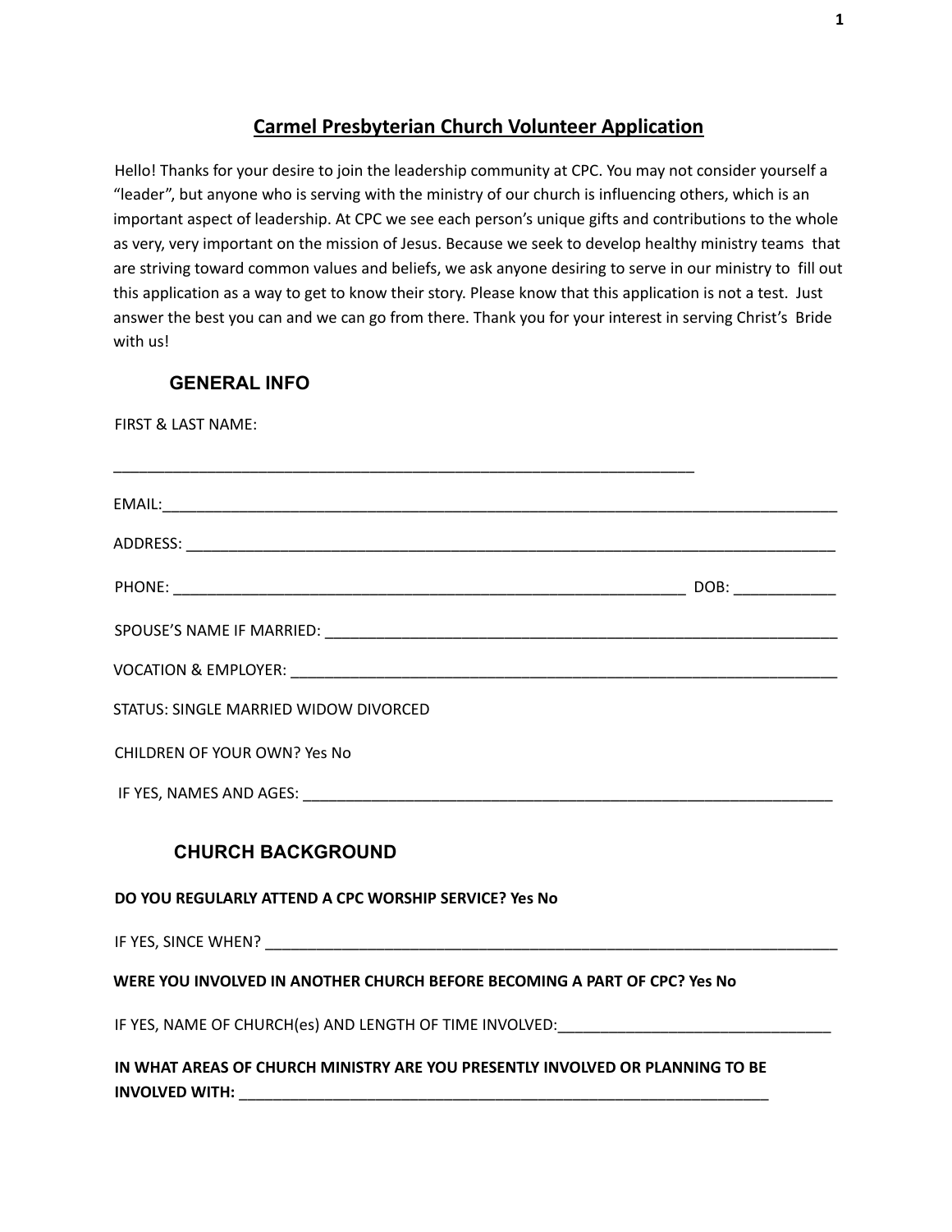# Carmel Presbyterian Church Volunteer Application

Hello! Thanks for your desire to join the leadership community at CPC. You may not consider yourself a "leader", but anyone who is serving with the ministry of our church is influencing others, which is an important aspect of leadership. At CPC we see each person's unique gifts and contributions to the whole as very, very important on the mission of Jesus. Because we seek to develop healthy ministry teams that are striving toward common values and beliefs, we ask anyone desiring to serve in our ministry to fill out this application as a way to get to know their story. Please know that this application is not a test. Just answer the best you can and we can go from there. Thank you for your interest in serving Christ's Bride with us!

## GENERAL INFO

FIRST & LAST NAME:

___________________________________________________________________

EMAIL:___________________________________________________________________________

ADDRESS: ________________________________________________________________________

PHONE: ___________________________________________________________ DOB: ____________

SPOUSE'S NAME IF MARRIED: ______________________________________________________

VOCATION & EMPLOYER: _________________________________________________________

STATUS: SINGLE MARRIED WIDOW DIVORCED

CHILDREN OF YOUR OWN? Yes No

IF YES, NAMES AND AGES: ________________________________________________________

## CHURCH BACKGROUND

**DO YOU REGULARLY ATTEND A CPC WORSHIP SERVICE? Yes No**

IF YES, SINCE WHEN? _____________________________________________________________

**WERE YOU INVOLVED IN ANOTHER CHURCH BEFORE BECOMING A PART OF CPC? Yes No**

IF YES, NAME OF CHURCH(es) AND LENGTH OF TIME INVOLVED:_______________________________

**IN WHAT AREAS OF CHURCH MINISTRY ARE YOU PRESENTLY INVOLVED OR PLANNING TO BE INVOLVED WITH:** ________________________________________________________________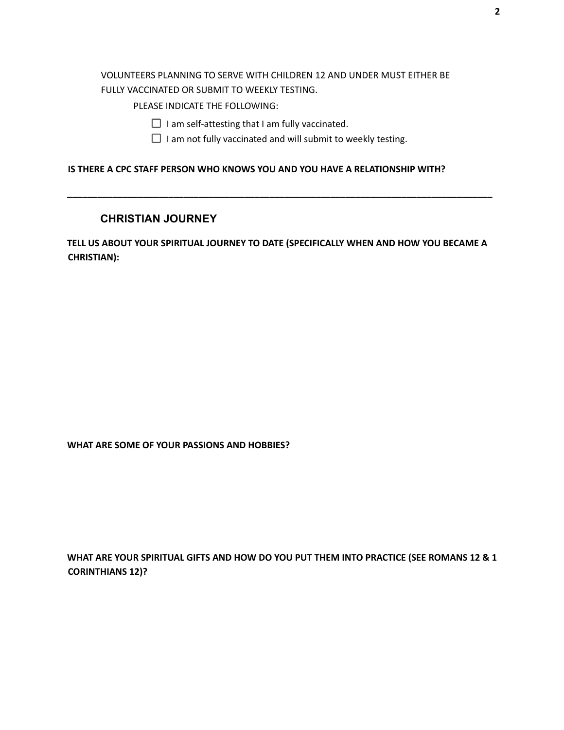VOLUNTEERS PLANNING TO SERVE WITH CHILDREN 12 AND UNDER MUST EITHER BE FULLY VACCINATED OR SUBMIT TO WEEKLY TESTING.

PLEASE INDICATE THE FOLLOWING:

- ☐ I am self-attesting that I am fully vaccinated.
- ☐ I am not fully vaccinated and will submit to weekly testing.

**IS THERE A CPC STAFF PERSON WHO KNOWS YOU AND YOU HAVE A RELATIONSHIP WITH?**

______________________________________________________________________________

## CHRISTIAN JOURNEY

**TELL US ABOUT YOUR SPIRITUAL JOURNEY TO DATE (SPECIFICALLY WHEN AND HOW YOU BECAME A CHRISTIAN):**

**WHAT ARE SOME OF YOUR PASSIONS AND HOBBIES?**

**WHAT ARE YOUR SPIRITUAL GIFTS AND HOW DO YOU PUT THEM INTO PRACTICE (SEE ROMANS 12 & 1 CORINTHIANS 12)?**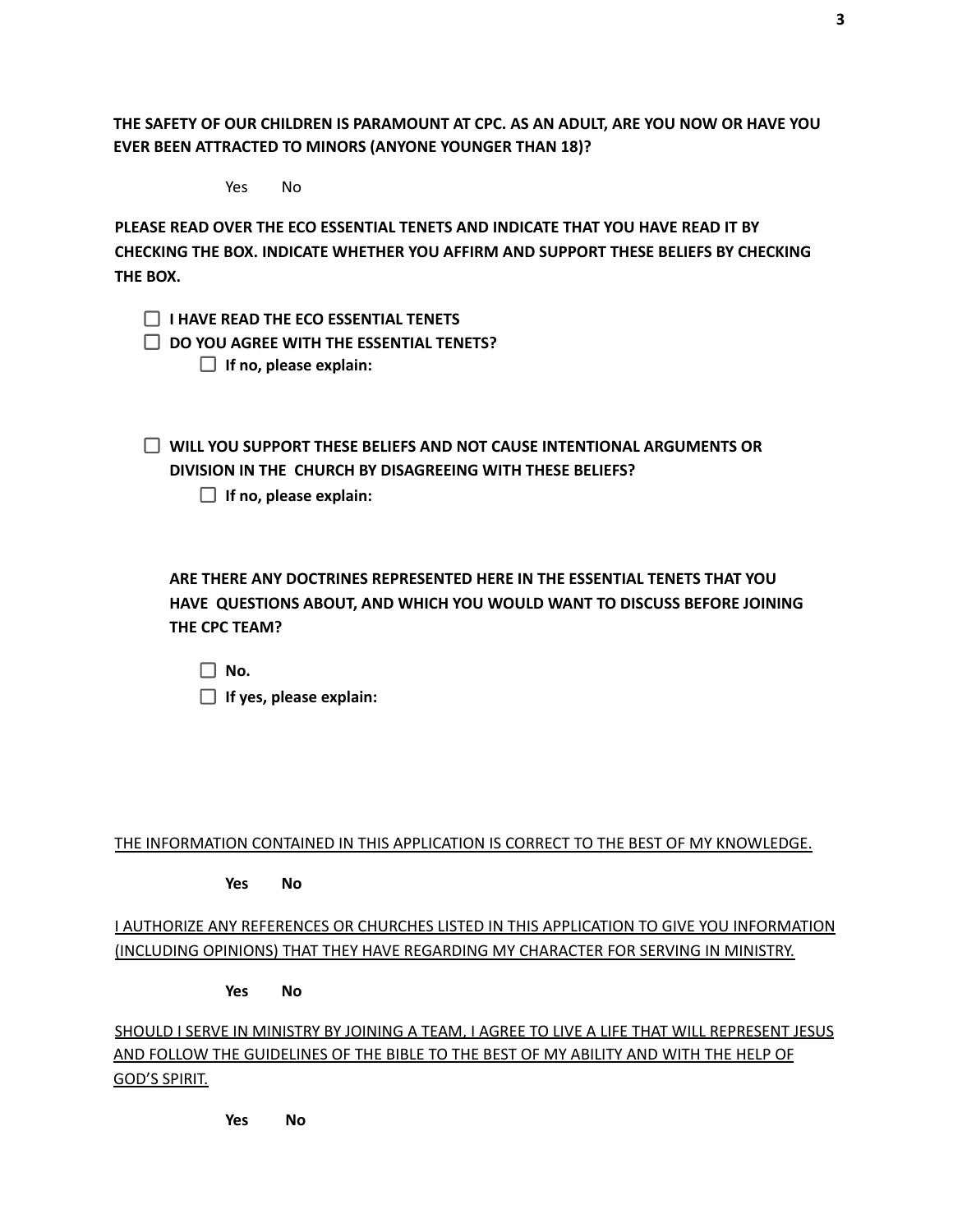**THE SAFETY OF OUR CHILDREN IS PARAMOUNT AT CPC. AS AN ADULT, ARE YOU NOW OR HAVE YOU EVER BEEN ATTRACTED TO MINORS (ANYONE YOUNGER THAN 18)?**

Yes No

**PLEASE READ OVER THE ECO ESSENTIAL TENETS AND INDICATE THAT YOU HAVE READ IT BY CHECKING THE BOX. INDICATE WHETHER YOU AFFIRM AND SUPPORT THESE BELIEFS BY CHECKING THE BOX.**

- ☐ **I HAVE READ THE ECO ESSENTIAL TENETS**
- ☐ **DO YOU AGREE WITH THE ESSENTIAL TENETS?**
  - ☐ **If no, please explain:**

- ☐ **WILL YOU SUPPORT THESE BELIEFS AND NOT CAUSE INTENTIONAL ARGUMENTS OR DIVISION IN THE CHURCH BY DISAGREEING WITH THESE BELIEFS?**
  - ☐ **If no, please explain:**

**ARE THERE ANY DOCTRINES REPRESENTED HERE IN THE ESSENTIAL TENETS THAT YOU HAVE QUESTIONS ABOUT, AND WHICH YOU WOULD WANT TO DISCUSS BEFORE JOINING THE CPC TEAM?**

- ☐ **No.**
- ☐ **If yes, please explain:**

<u>THE INFORMATION CONTAINED IN THIS APPLICATION IS CORRECT TO THE BEST OF MY KNOWLEDGE.</u>

**Yes No**

<u>I AUTHORIZE ANY REFERENCES OR CHURCHES LISTED IN THIS APPLICATION TO GIVE YOU INFORMATION (INCLUDING OPINIONS) THAT THEY HAVE REGARDING MY CHARACTER FOR SERVING IN MINISTRY.</u>

**Yes No**

<u>SHOULD I SERVE IN MINISTRY BY JOINING A TEAM, I AGREE TO LIVE A LIFE THAT WILL REPRESENT JESUS AND FOLLOW THE GUIDELINES OF THE BIBLE TO THE BEST OF MY ABILITY AND WITH THE HELP OF GOD'S SPIRIT.</u>

**Yes No**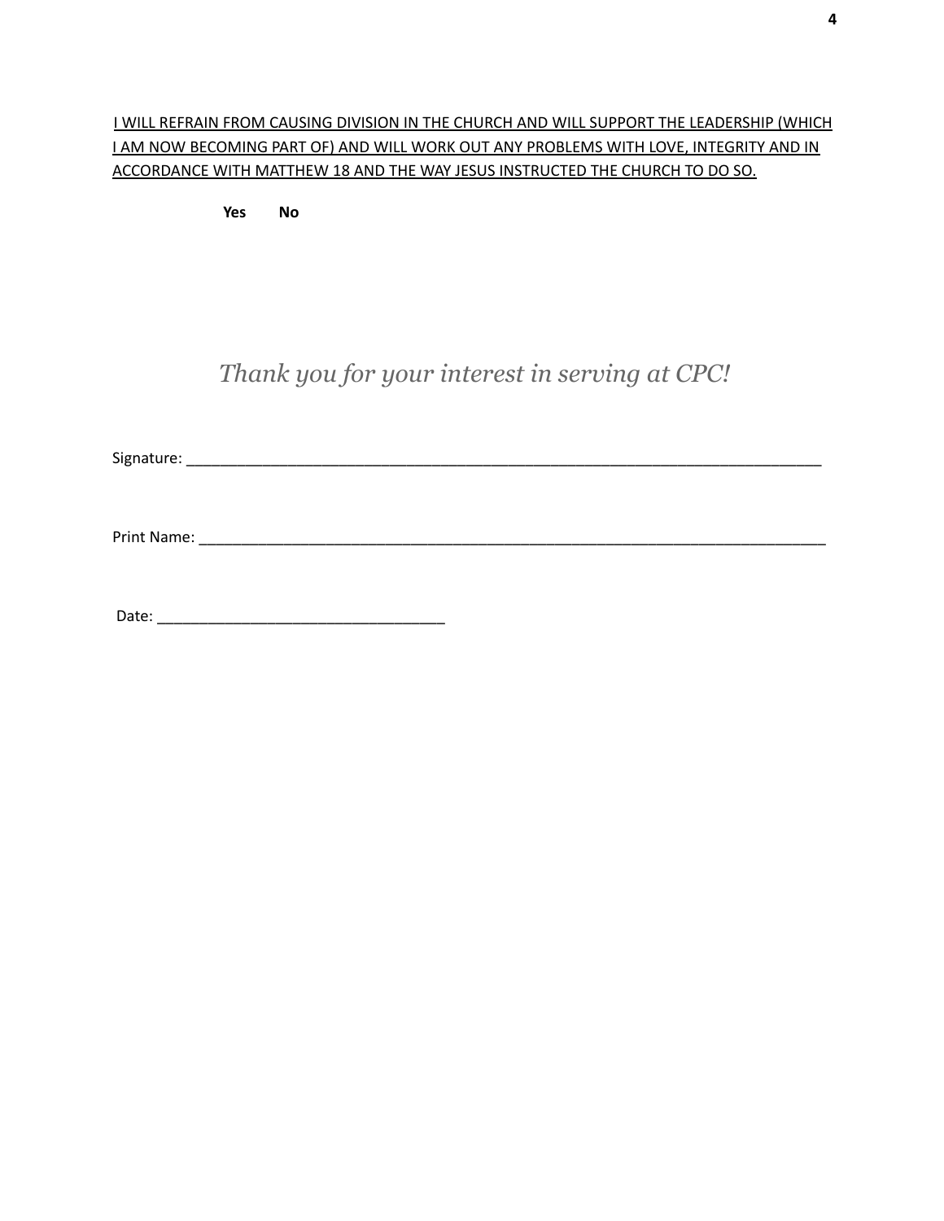<u>I WILL REFRAIN FROM CAUSING DIVISION IN THE CHURCH AND WILL SUPPORT THE LEADERSHIP (WHICH I AM NOW BECOMING PART OF) AND WILL WORK OUT ANY PROBLEMS WITH LOVE, INTEGRITY AND IN ACCORDANCE WITH MATTHEW 18 AND THE WAY JESUS INSTRUCTED THE CHURCH TO DO SO.</u>

**Yes** **No**

*Thank you for your interest in serving at CPC!*

Signature: ___________________________________________________________________________

Print Name: __________________________________________________________________________

Date: _________________________________